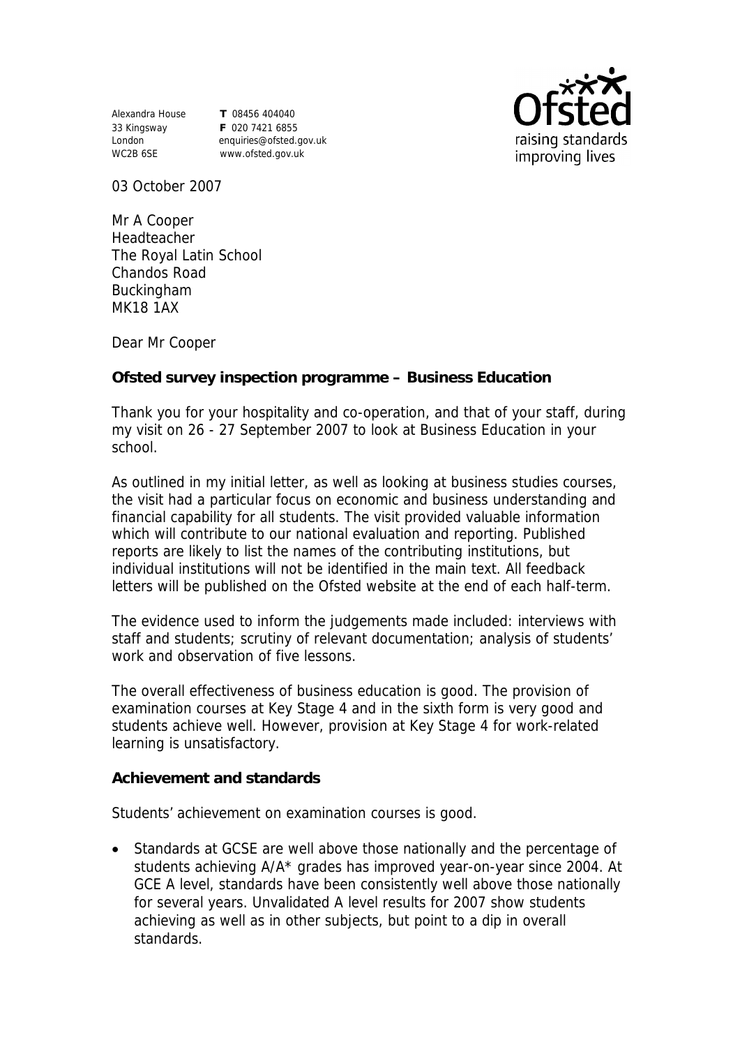Alexandra House
33 Kingsway
London
WC2B 6SE

**T** 08456 404040
**F** 020 7421 6855
enquiries@ofsted.gov.uk
www.ofsted.gov.uk

Ofsted
raising standards
improving lives

03 October 2007

Mr A Cooper
Headteacher
The Royal Latin School
Chandos Road
Buckingham
MK18 1AX

Dear Mr Cooper

**Ofsted survey inspection programme – Business Education**

Thank you for your hospitality and co-operation, and that of your staff, during my visit on 26 - 27 September 2007 to look at Business Education in your school.

As outlined in my initial letter, as well as looking at business studies courses, the visit had a particular focus on economic and business understanding and financial capability for all students. The visit provided valuable information which will contribute to our national evaluation and reporting. Published reports are likely to list the names of the contributing institutions, but individual institutions will not be identified in the main text. All feedback letters will be published on the Ofsted website at the end of each half-term.

The evidence used to inform the judgements made included: interviews with staff and students; scrutiny of relevant documentation; analysis of students' work and observation of five lessons.

The overall effectiveness of business education is good. The provision of examination courses at Key Stage 4 and in the sixth form is very good and students achieve well. However, provision at Key Stage 4 for work-related learning is unsatisfactory.

**Achievement and standards**

Students' achievement on examination courses is good.

- Standards at GCSE are well above those nationally and the percentage of students achieving A/A* grades has improved year-on-year since 2004. At GCE A level, standards have been consistently well above those nationally for several years. Unvalidated A level results for 2007 show students achieving as well as in other subjects, but point to a dip in overall standards.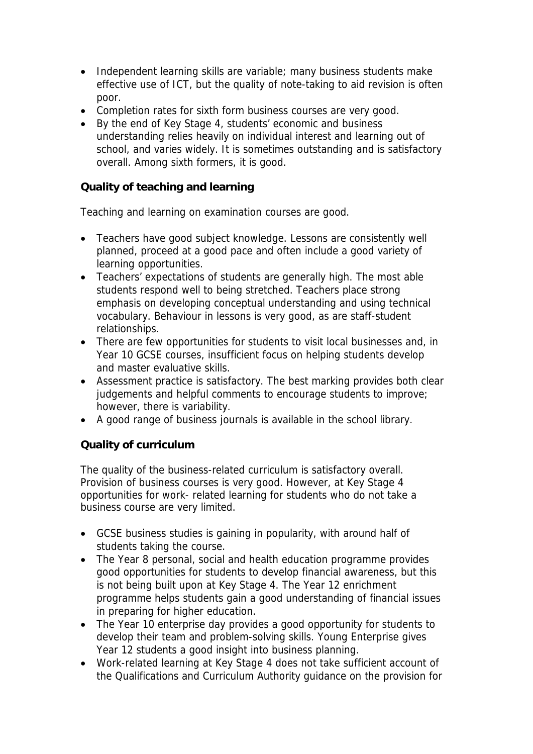- Independent learning skills are variable; many business students make effective use of ICT, but the quality of note-taking to aid revision is often poor.
- Completion rates for sixth form business courses are very good.
- By the end of Key Stage 4, students' economic and business understanding relies heavily on individual interest and learning out of school, and varies widely. It is sometimes outstanding and is satisfactory overall. Among sixth formers, it is good.

**Quality of teaching and learning**

Teaching and learning on examination courses are good.

- Teachers have good subject knowledge. Lessons are consistently well planned, proceed at a good pace and often include a good variety of learning opportunities.
- Teachers' expectations of students are generally high. The most able students respond well to being stretched. Teachers place strong emphasis on developing conceptual understanding and using technical vocabulary. Behaviour in lessons is very good, as are staff-student relationships.
- There are few opportunities for students to visit local businesses and, in Year 10 GCSE courses, insufficient focus on helping students develop and master evaluative skills.
- Assessment practice is satisfactory. The best marking provides both clear judgements and helpful comments to encourage students to improve; however, there is variability.
- A good range of business journals is available in the school library.

**Quality of curriculum**

The quality of the business-related curriculum is satisfactory overall. Provision of business courses is very good. However, at Key Stage 4 opportunities for work- related learning for students who do not take a business course are very limited.

- GCSE business studies is gaining in popularity, with around half of students taking the course.
- The Year 8 personal, social and health education programme provides good opportunities for students to develop financial awareness, but this is not being built upon at Key Stage 4. The Year 12 enrichment programme helps students gain a good understanding of financial issues in preparing for higher education.
- The Year 10 enterprise day provides a good opportunity for students to develop their team and problem-solving skills. Young Enterprise gives Year 12 students a good insight into business planning.
- Work-related learning at Key Stage 4 does not take sufficient account of the Qualifications and Curriculum Authority guidance on the provision for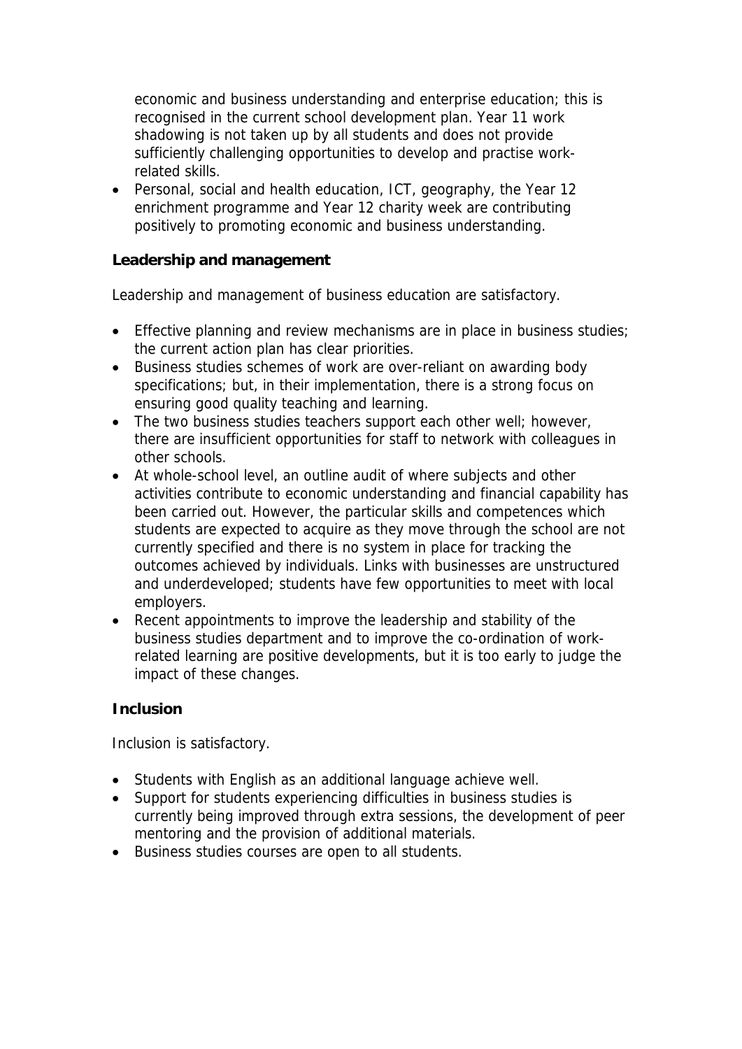economic and business understanding and enterprise education; this is recognised in the current school development plan. Year 11 work shadowing is not taken up by all students and does not provide sufficiently challenging opportunities to develop and practise work-related skills.
- Personal, social and health education, ICT, geography, the Year 12 enrichment programme and Year 12 charity week are contributing positively to promoting economic and business understanding.

**Leadership and management**

Leadership and management of business education are satisfactory.

- Effective planning and review mechanisms are in place in business studies; the current action plan has clear priorities.
- Business studies schemes of work are over-reliant on awarding body specifications; but, in their implementation, there is a strong focus on ensuring good quality teaching and learning.
- The two business studies teachers support each other well; however, there are insufficient opportunities for staff to network with colleagues in other schools.
- At whole-school level, an outline audit of where subjects and other activities contribute to economic understanding and financial capability has been carried out. However, the particular skills and competences which students are expected to acquire as they move through the school are not currently specified and there is no system in place for tracking the outcomes achieved by individuals. Links with businesses are unstructured and underdeveloped; students have few opportunities to meet with local employers.
- Recent appointments to improve the leadership and stability of the business studies department and to improve the co-ordination of work-related learning are positive developments, but it is too early to judge the impact of these changes.

**Inclusion**

Inclusion is satisfactory.

- Students with English as an additional language achieve well.
- Support for students experiencing difficulties in business studies is currently being improved through extra sessions, the development of peer mentoring and the provision of additional materials.
- Business studies courses are open to all students.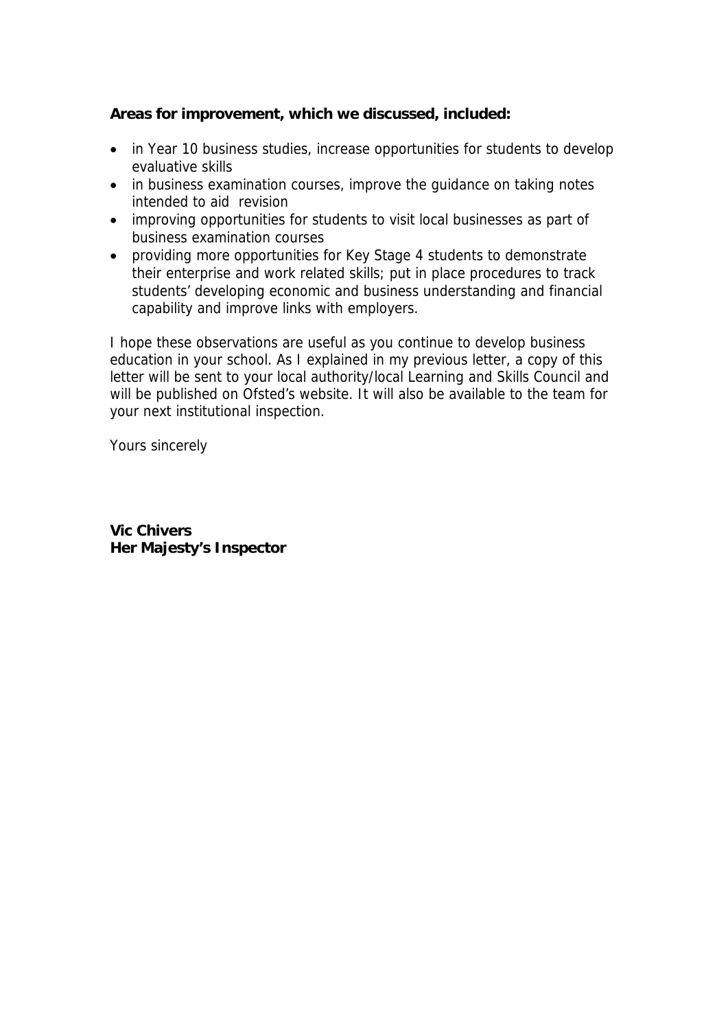**Areas for improvement, which we discussed, included:**

- in Year 10 business studies, increase opportunities for students to develop evaluative skills
- in business examination courses, improve the guidance on taking notes intended to aid revision
- improving opportunities for students to visit local businesses as part of business examination courses
- providing more opportunities for Key Stage 4 students to demonstrate their enterprise and work related skills; put in place procedures to track students' developing economic and business understanding and financial capability and improve links with employers.

I hope these observations are useful as you continue to develop business education in your school. As I explained in my previous letter, a copy of this letter will be sent to your local authority/local Learning and Skills Council and will be published on Ofsted's website. It will also be available to the team for your next institutional inspection.

Yours sincerely

**Vic Chivers**
**Her Majesty's Inspector**